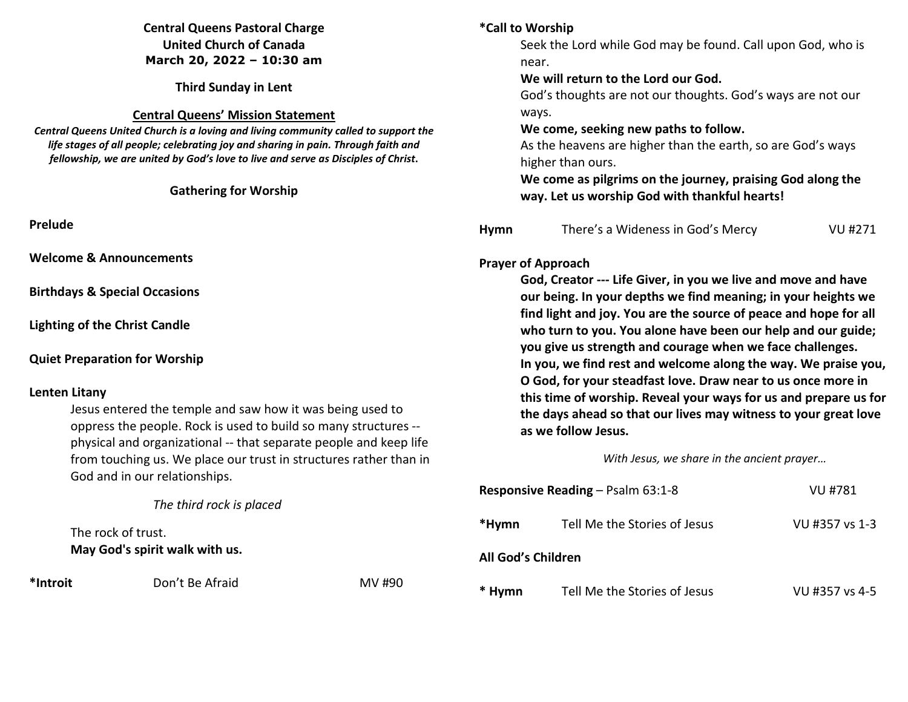**Central Queens Pastoral Charge**
**United Church of Canada**
**March 20, 2022 – 10:30 am**

**Third Sunday in Lent**

**Central Queens' Mission Statement**

***Central Queens United Church is a loving and living community called to support the life stages of all people; celebrating joy and sharing in pain. Through faith and fellowship, we are united by God's love to live and serve as Disciples of Christ.***

## Gathering for Worship

**Prelude**

**Welcome & Announcements**

**Birthdays & Special Occasions**

**Lighting of the Christ Candle**

**Quiet Preparation for Worship**

**Lenten Litany**

Jesus entered the temple and saw how it was being used to oppress the people. Rock is used to build so many structures -- physical and organizational -- that separate people and keep life from touching us. We place our trust in structures rather than in God and in our relationships.

*The third rock is placed*

The rock of trust.
**May God's spirit walk with us.**

**\*Introit** Don't Be Afraid MV #90

**\*Call to Worship**

Seek the Lord while God may be found. Call upon God, who is near.
**We will return to the Lord our God.**
God's thoughts are not our thoughts. God's ways are not our ways.
**We come, seeking new paths to follow.**
As the heavens are higher than the earth, so are God's ways higher than ours.
**We come as pilgrims on the journey, praising God along the way. Let us worship God with thankful hearts!**

**Hymn** There's a Wideness in God's Mercy VU #271

**Prayer of Approach**

**God, Creator --- Life Giver, in you we live and move and have our being. In your depths we find meaning; in your heights we find light and joy. You are the source of peace and hope for all who turn to you. You alone have been our help and our guide; you give us strength and courage when we face challenges. In you, we find rest and welcome along the way. We praise you, O God, for your steadfast love. Draw near to us once more in this time of worship. Reveal your ways for us and prepare us for the days ahead so that our lives may witness to your great love as we follow Jesus.**

*With Jesus, we share in the ancient prayer…*

**Responsive Reading** – Psalm 63:1-8 VU #781

**\*Hymn** Tell Me the Stories of Jesus VU #357 vs 1-3

**All God's Children**

**\* Hymn** Tell Me the Stories of Jesus VU #357 vs 4-5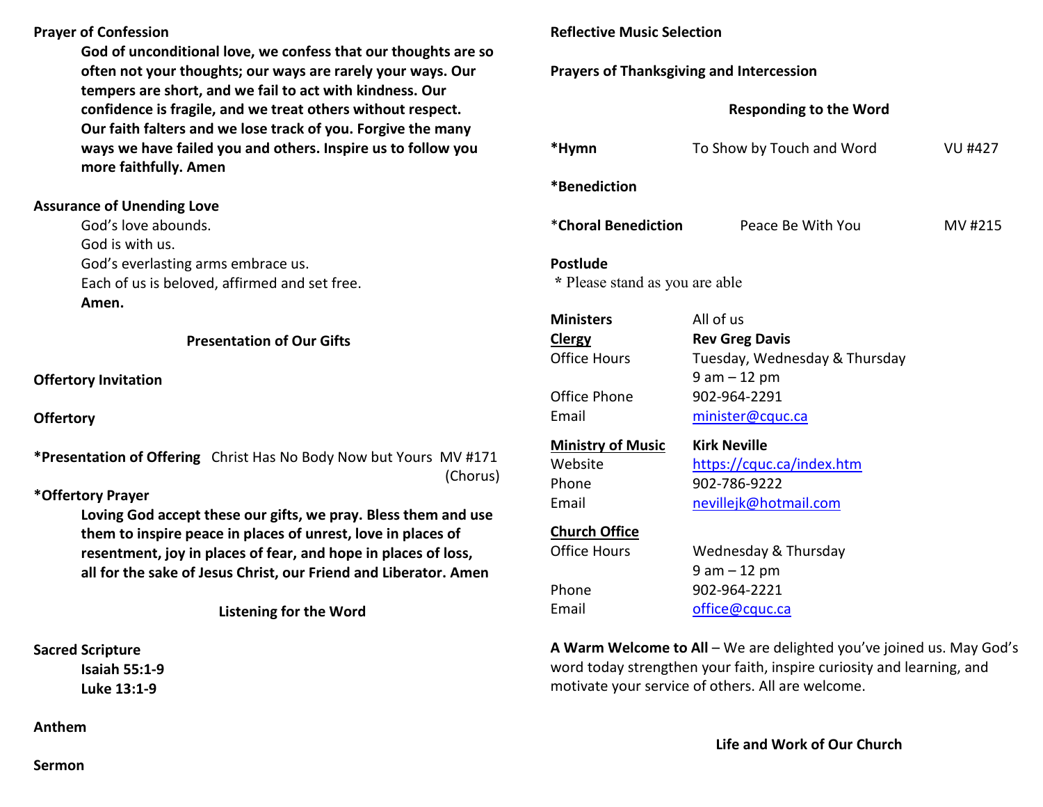**Prayer of Confession**

**God of unconditional love, we confess that our thoughts are so often not your thoughts; our ways are rarely your ways. Our tempers are short, and we fail to act with kindness. Our confidence is fragile, and we treat others without respect. Our faith falters and we lose track of you. Forgive the many ways we have failed you and others. Inspire us to follow you more faithfully. Amen**

**Assurance of Unending Love**

God's love abounds.
God is with us.
God's everlasting arms embrace us.
Each of us is beloved, affirmed and set free.
**Amen.**

## Presentation of Our Gifts

**Offertory Invitation**

**Offertory**

***Presentation of Offering** Christ Has No Body Now but Yours MV #171 (Chorus)

***Offertory Prayer**

**Loving God accept these our gifts, we pray. Bless them and use them to inspire peace in places of unrest, love in places of resentment, joy in places of fear, and hope in places of loss, all for the sake of Jesus Christ, our Friend and Liberator. Amen**

## Listening for the Word

**Sacred Scripture**

**Isaiah 55:1-9**
**Luke 13:1-9**

**Anthem**

**Sermon**

**Reflective Music Selection**

**Prayers of Thanksgiving and Intercession**

## Responding to the Word

***Hymn** To Show by Touch and Word VU #427

***Benediction**

***Choral Benediction** Peace Be With You MV #215

**Postlude**

* Please stand as you are able

| | |
|---|---|
| **Ministers** | All of us |
| **Clergy** | **Rev Greg Davis** |
| Office Hours | Tuesday, Wednesday & Thursday 9 am – 12 pm |
| Office Phone | 902-964-2291 |
| Email | minister@cquc.ca |
| **Ministry of Music** | **Kirk Neville** |
| Website | https://cquc.ca/index.htm |
| Phone | 902-786-9222 |
| Email | nevillejk@hotmail.com |
| **Church Office** | |
| Office Hours | Wednesday & Thursday 9 am – 12 pm |
| Phone | 902-964-2221 |
| Email | office@cquc.ca |

**A Warm Welcome to All** – We are delighted you've joined us. May God's word today strengthen your faith, inspire curiosity and learning, and motivate your service of others. All are welcome.

## Life and Work of Our Church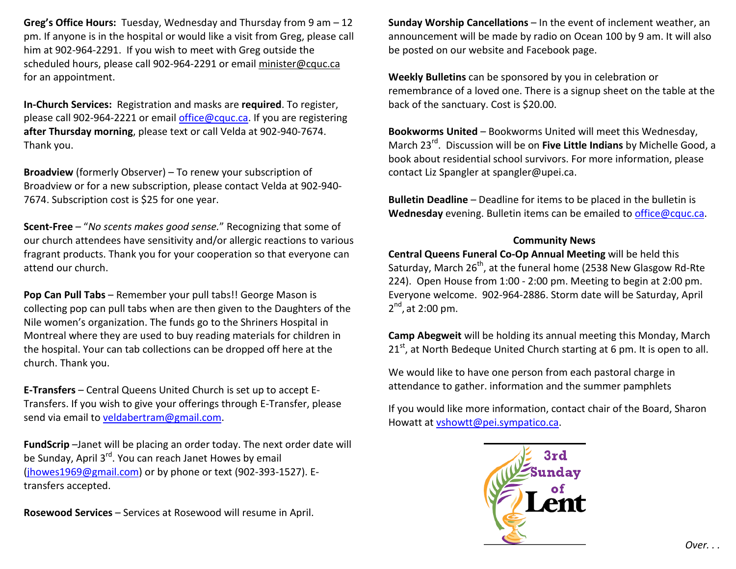**Greg's Office Hours:** Tuesday, Wednesday and Thursday from 9 am – 12 pm. If anyone is in the hospital or would like a visit from Greg, please call him at 902-964-2291. If you wish to meet with Greg outside the scheduled hours, please call 902-964-2291 or email minister@cquc.ca for an appointment.

**In-Church Services:** Registration and masks are **required**. To register, please call 902-964-2221 or email office@cquc.ca. If you are registering **after Thursday morning**, please text or call Velda at 902-940-7674. Thank you.

**Broadview** (formerly Observer) – To renew your subscription of Broadview or for a new subscription, please contact Velda at 902-940-7674. Subscription cost is $25 for one year.

**Scent-Free** – "*No scents makes good sense.*" Recognizing that some of our church attendees have sensitivity and/or allergic reactions to various fragrant products. Thank you for your cooperation so that everyone can attend our church.

**Pop Can Pull Tabs** – Remember your pull tabs!! George Mason is collecting pop can pull tabs when are then given to the Daughters of the Nile women's organization. The funds go to the Shriners Hospital in Montreal where they are used to buy reading materials for children in the hospital. Your can tab collections can be dropped off here at the church. Thank you.

**E-Transfers** – Central Queens United Church is set up to accept E-Transfers. If you wish to give your offerings through E-Transfer, please send via email to veldabertram@gmail.com.

**FundScrip** –Janet will be placing an order today. The next order date will be Sunday, April 3rd. You can reach Janet Howes by email (jhowes1969@gmail.com) or by phone or text (902-393-1527). E-transfers accepted.

**Rosewood Services** – Services at Rosewood will resume in April.

**Sunday Worship Cancellations** – In the event of inclement weather, an announcement will be made by radio on Ocean 100 by 9 am. It will also be posted on our website and Facebook page.

**Weekly Bulletins** can be sponsored by you in celebration or remembrance of a loved one. There is a signup sheet on the table at the back of the sanctuary. Cost is $20.00.

**Bookworms United** – Bookworms United will meet this Wednesday, March 23rd. Discussion will be on **Five Little Indians** by Michelle Good, a book about residential school survivors. For more information, please contact Liz Spangler at spangler@upei.ca.

**Bulletin Deadline** – Deadline for items to be placed in the bulletin is **Wednesday** evening. Bulletin items can be emailed to office@cquc.ca.

## Community News

**Central Queens Funeral Co-Op Annual Meeting** will be held this Saturday, March 26th, at the funeral home (2538 New Glasgow Rd-Rte 224). Open House from 1:00 - 2:00 pm. Meeting to begin at 2:00 pm. Everyone welcome. 902-964-2886. Storm date will be Saturday, April 2nd, at 2:00 pm.

**Camp Abegweit** will be holding its annual meeting this Monday, March 21st, at North Bedeque United Church starting at 6 pm. It is open to all.

We would like to have one person from each pastoral charge in attendance to gather. information and the summer pamphlets

If you would like more information, contact chair of the Board, Sharon Howatt at vshowtt@pei.sympatico.ca.

3rd Sunday of Lent

*Over. . .*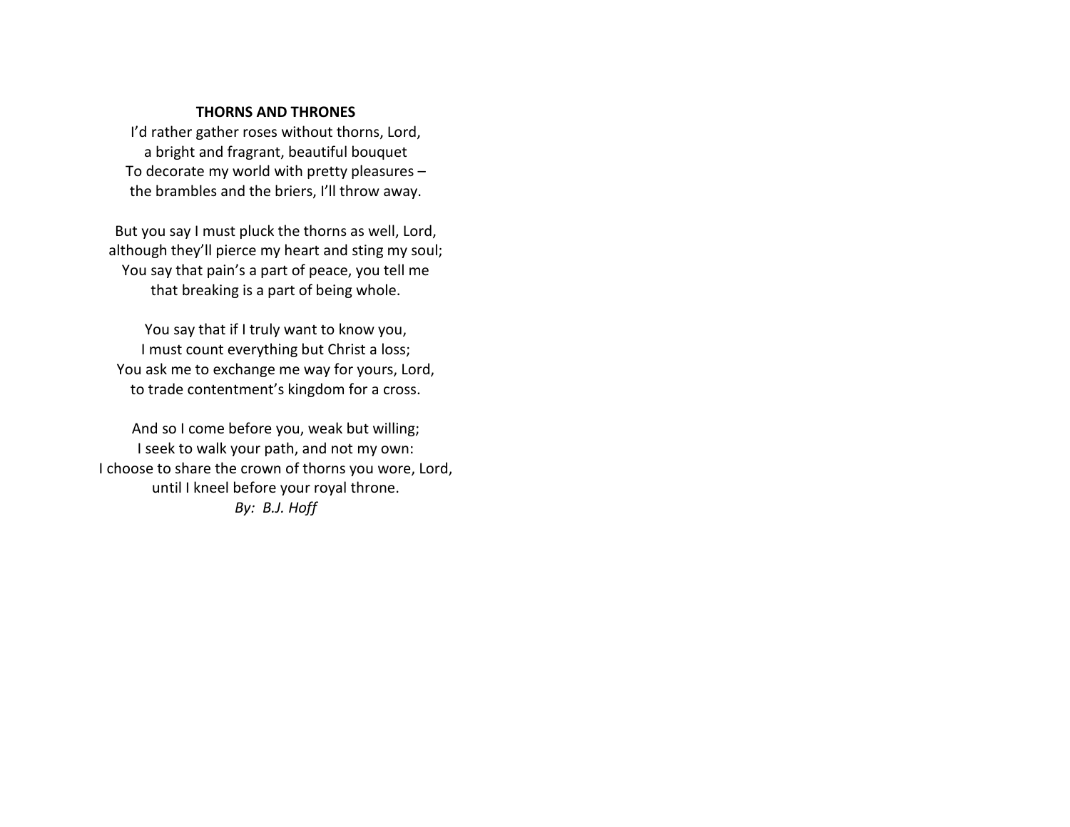**THORNS AND THRONES**

I'd rather gather roses without thorns, Lord,
a bright and fragrant, beautiful bouquet
To decorate my world with pretty pleasures –
the brambles and the briers, I'll throw away.

But you say I must pluck the thorns as well, Lord,
although they'll pierce my heart and sting my soul;
You say that pain's a part of peace, you tell me
that breaking is a part of being whole.

You say that if I truly want to know you,
I must count everything but Christ a loss;
You ask me to exchange me way for yours, Lord,
to trade contentment's kingdom for a cross.

And so I come before you, weak but willing;
I seek to walk your path, and not my own:
I choose to share the crown of thorns you wore, Lord,
until I kneel before your royal throne.

*By: B.J. Hoff*